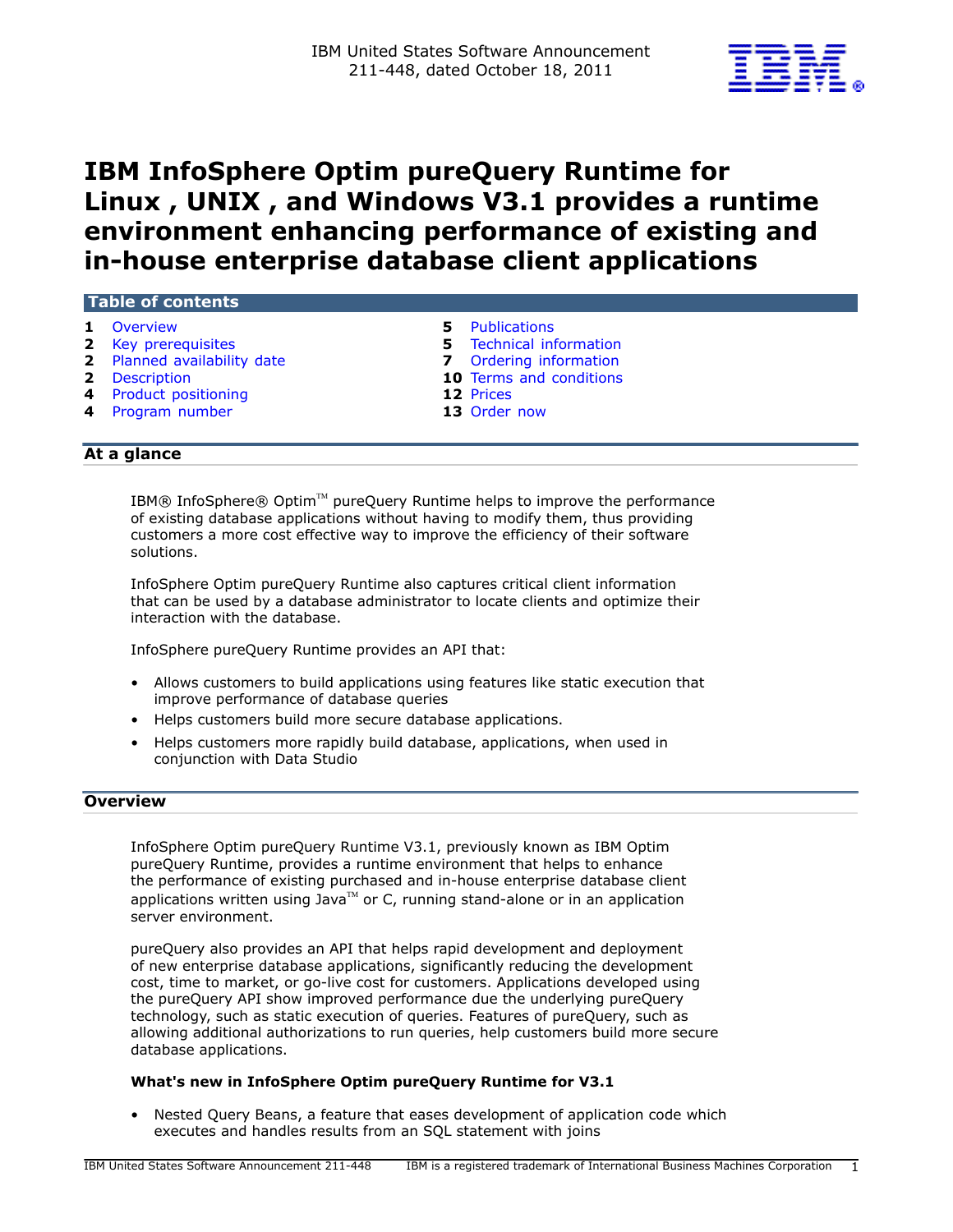IBM United States Software Announcement
211-448, dated October 18, 2011

# IBM InfoSphere Optim pureQuery Runtime for Linux , UNIX , and Windows V3.1 provides a runtime environment enhancing performance of existing and in-house enterprise database client applications

## Table of contents

| | | | |
|---|---|---|---|
| 1 | Overview | 5 | Publications |
| 2 | Key prerequisites | 5 | Technical information |
| 2 | Planned availability date | 7 | Ordering information |
| 2 | Description | 10 | Terms and conditions |
| 4 | Product positioning | 12 | Prices |
| 4 | Program number | 13 | Order now |

## At a glance

IBM® InfoSphere® Optim™ pureQuery Runtime helps to improve the performance of existing database applications without having to modify them, thus providing customers a more cost effective way to improve the efficiency of their software solutions.

InfoSphere Optim pureQuery Runtime also captures critical client information that can be used by a database administrator to locate clients and optimize their interaction with the database.

InfoSphere pureQuery Runtime provides an API that:

- Allows customers to build applications using features like static execution that improve performance of database queries
- Helps customers build more secure database applications.
- Helps customers more rapidly build database, applications, when used in conjunction with Data Studio

## Overview

InfoSphere Optim pureQuery Runtime V3.1, previously known as IBM Optim pureQuery Runtime, provides a runtime environment that helps to enhance the performance of existing purchased and in-house enterprise database client applications written using Java™ or C, running stand-alone or in an application server environment.

pureQuery also provides an API that helps rapid development and deployment of new enterprise database applications, significantly reducing the development cost, time to market, or go-live cost for customers. Applications developed using the pureQuery API show improved performance due the underlying pureQuery technology, such as static execution of queries. Features of pureQuery, such as allowing additional authorizations to run queries, help customers build more secure database applications.

**What's new in InfoSphere Optim pureQuery Runtime for V3.1**

- Nested Query Beans, a feature that eases development of application code which executes and handles results from an SQL statement with joins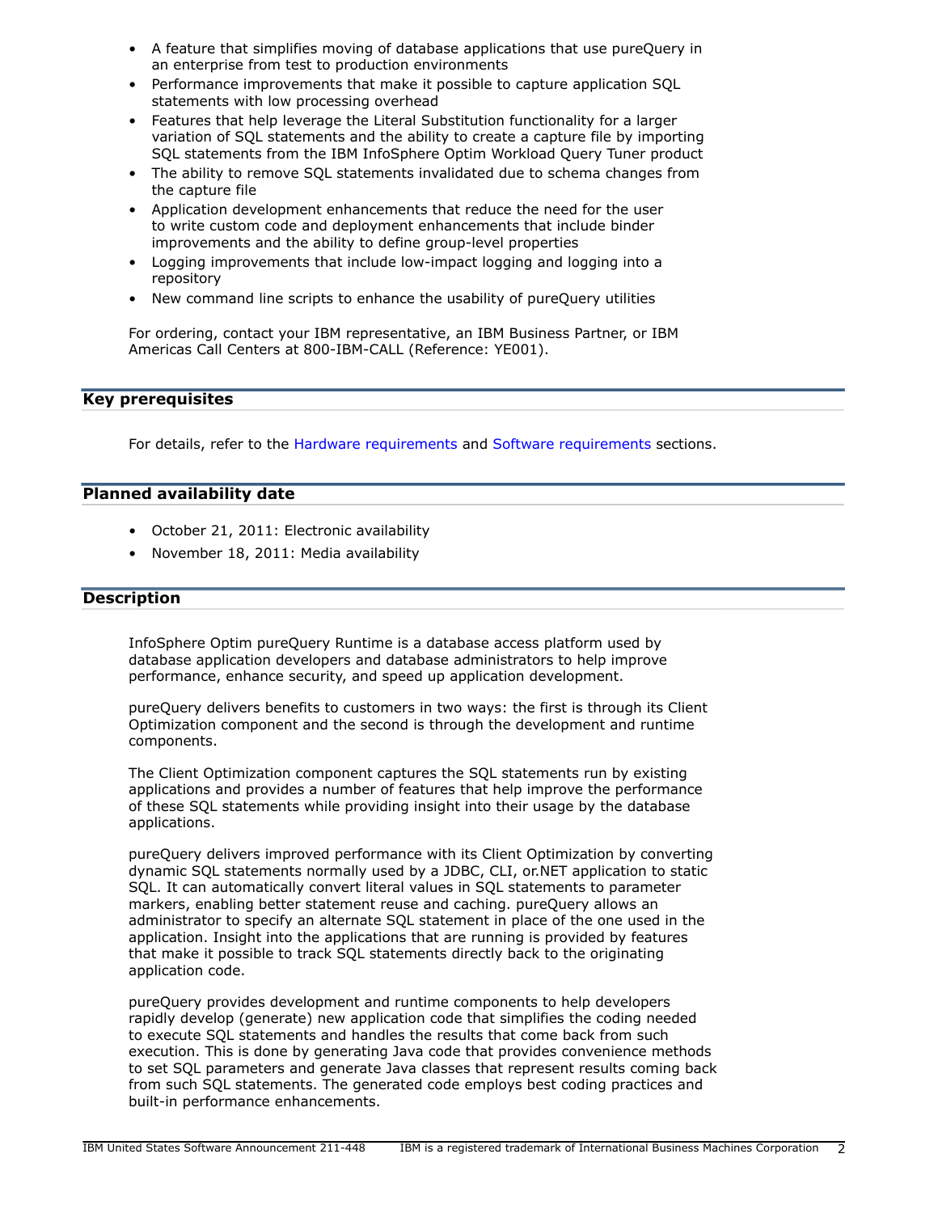- A feature that simplifies moving of database applications that use pureQuery in an enterprise from test to production environments
- Performance improvements that make it possible to capture application SQL statements with low processing overhead
- Features that help leverage the Literal Substitution functionality for a larger variation of SQL statements and the ability to create a capture file by importing SQL statements from the IBM InfoSphere Optim Workload Query Tuner product
- The ability to remove SQL statements invalidated due to schema changes from the capture file
- Application development enhancements that reduce the need for the user to write custom code and deployment enhancements that include binder improvements and the ability to define group-level properties
- Logging improvements that include low-impact logging and logging into a repository
- New command line scripts to enhance the usability of pureQuery utilities

For ordering, contact your IBM representative, an IBM Business Partner, or IBM Americas Call Centers at 800-IBM-CALL (Reference: YE001).

## Key prerequisites

For details, refer to the Hardware requirements and Software requirements sections.

## Planned availability date

- October 21, 2011: Electronic availability
- November 18, 2011: Media availability

## Description

InfoSphere Optim pureQuery Runtime is a database access platform used by database application developers and database administrators to help improve performance, enhance security, and speed up application development.

pureQuery delivers benefits to customers in two ways: the first is through its Client Optimization component and the second is through the development and runtime components.

The Client Optimization component captures the SQL statements run by existing applications and provides a number of features that help improve the performance of these SQL statements while providing insight into their usage by the database applications.

pureQuery delivers improved performance with its Client Optimization by converting dynamic SQL statements normally used by a JDBC, CLI, or.NET application to static SQL. It can automatically convert literal values in SQL statements to parameter markers, enabling better statement reuse and caching. pureQuery allows an administrator to specify an alternate SQL statement in place of the one used in the application. Insight into the applications that are running is provided by features that make it possible to track SQL statements directly back to the originating application code.

pureQuery provides development and runtime components to help developers rapidly develop (generate) new application code that simplifies the coding needed to execute SQL statements and handles the results that come back from such execution. This is done by generating Java code that provides convenience methods to set SQL parameters and generate Java classes that represent results coming back from such SQL statements. The generated code employs best coding practices and built-in performance enhancements.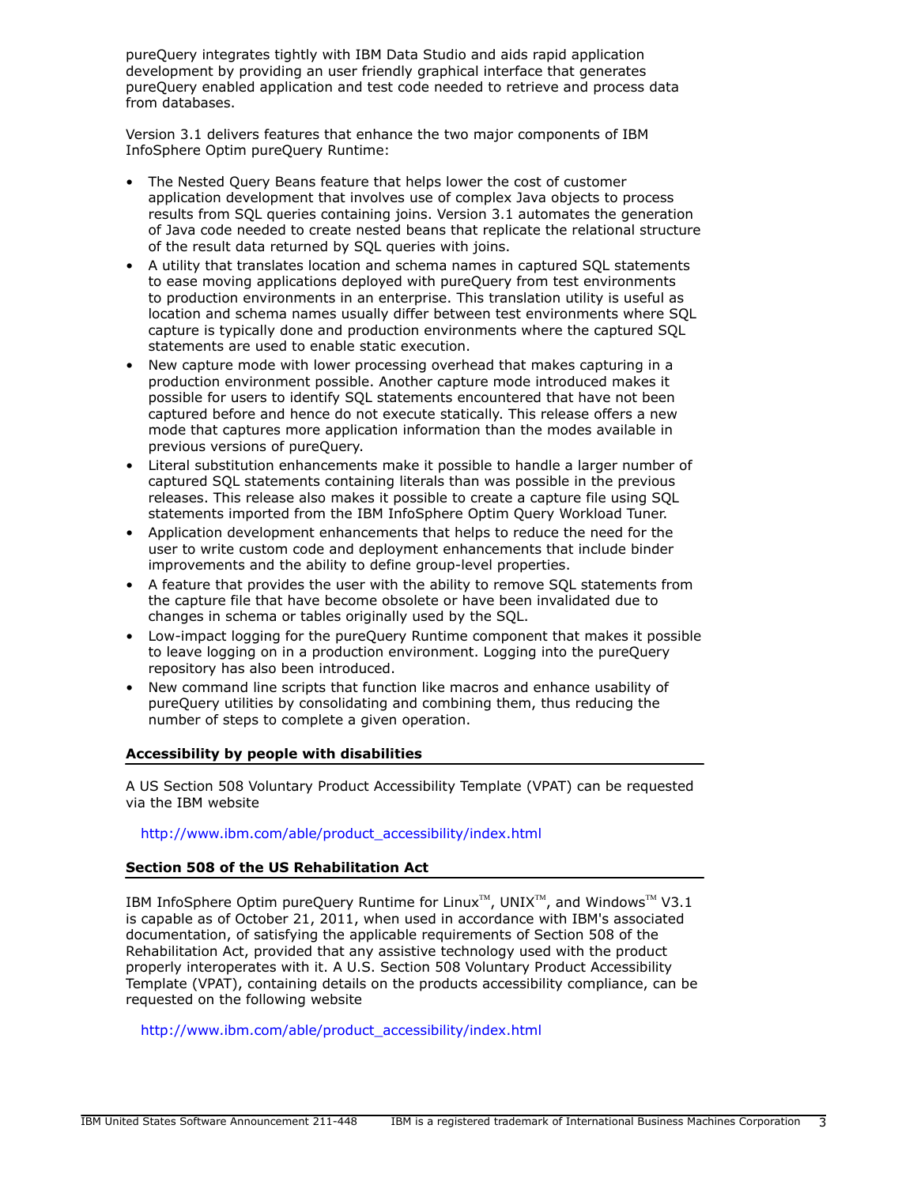pureQuery integrates tightly with IBM Data Studio and aids rapid application development by providing an user friendly graphical interface that generates pureQuery enabled application and test code needed to retrieve and process data from databases.

Version 3.1 delivers features that enhance the two major components of IBM InfoSphere Optim pureQuery Runtime:

- The Nested Query Beans feature that helps lower the cost of customer application development that involves use of complex Java objects to process results from SQL queries containing joins. Version 3.1 automates the generation of Java code needed to create nested beans that replicate the relational structure of the result data returned by SQL queries with joins.
- A utility that translates location and schema names in captured SQL statements to ease moving applications deployed with pureQuery from test environments to production environments in an enterprise. This translation utility is useful as location and schema names usually differ between test environments where SQL capture is typically done and production environments where the captured SQL statements are used to enable static execution.
- New capture mode with lower processing overhead that makes capturing in a production environment possible. Another capture mode introduced makes it possible for users to identify SQL statements encountered that have not been captured before and hence do not execute statically. This release offers a new mode that captures more application information than the modes available in previous versions of pureQuery.
- Literal substitution enhancements make it possible to handle a larger number of captured SQL statements containing literals than was possible in the previous releases. This release also makes it possible to create a capture file using SQL statements imported from the IBM InfoSphere Optim Query Workload Tuner.
- Application development enhancements that helps to reduce the need for the user to write custom code and deployment enhancements that include binder improvements and the ability to define group-level properties.
- A feature that provides the user with the ability to remove SQL statements from the capture file that have become obsolete or have been invalidated due to changes in schema or tables originally used by the SQL.
- Low-impact logging for the pureQuery Runtime component that makes it possible to leave logging on in a production environment. Logging into the pureQuery repository has also been introduced.
- New command line scripts that function like macros and enhance usability of pureQuery utilities by consolidating and combining them, thus reducing the number of steps to complete a given operation.

## Accessibility by people with disabilities

A US Section 508 Voluntary Product Accessibility Template (VPAT) can be requested via the IBM website

http://www.ibm.com/able/product_accessibility/index.html

## Section 508 of the US Rehabilitation Act

IBM InfoSphere Optim pureQuery Runtime for Linux™, UNIX™, and Windows™ V3.1 is capable as of October 21, 2011, when used in accordance with IBM's associated documentation, of satisfying the applicable requirements of Section 508 of the Rehabilitation Act, provided that any assistive technology used with the product properly interoperates with it. A U.S. Section 508 Voluntary Product Accessibility Template (VPAT), containing details on the products accessibility compliance, can be requested on the following website

http://www.ibm.com/able/product_accessibility/index.html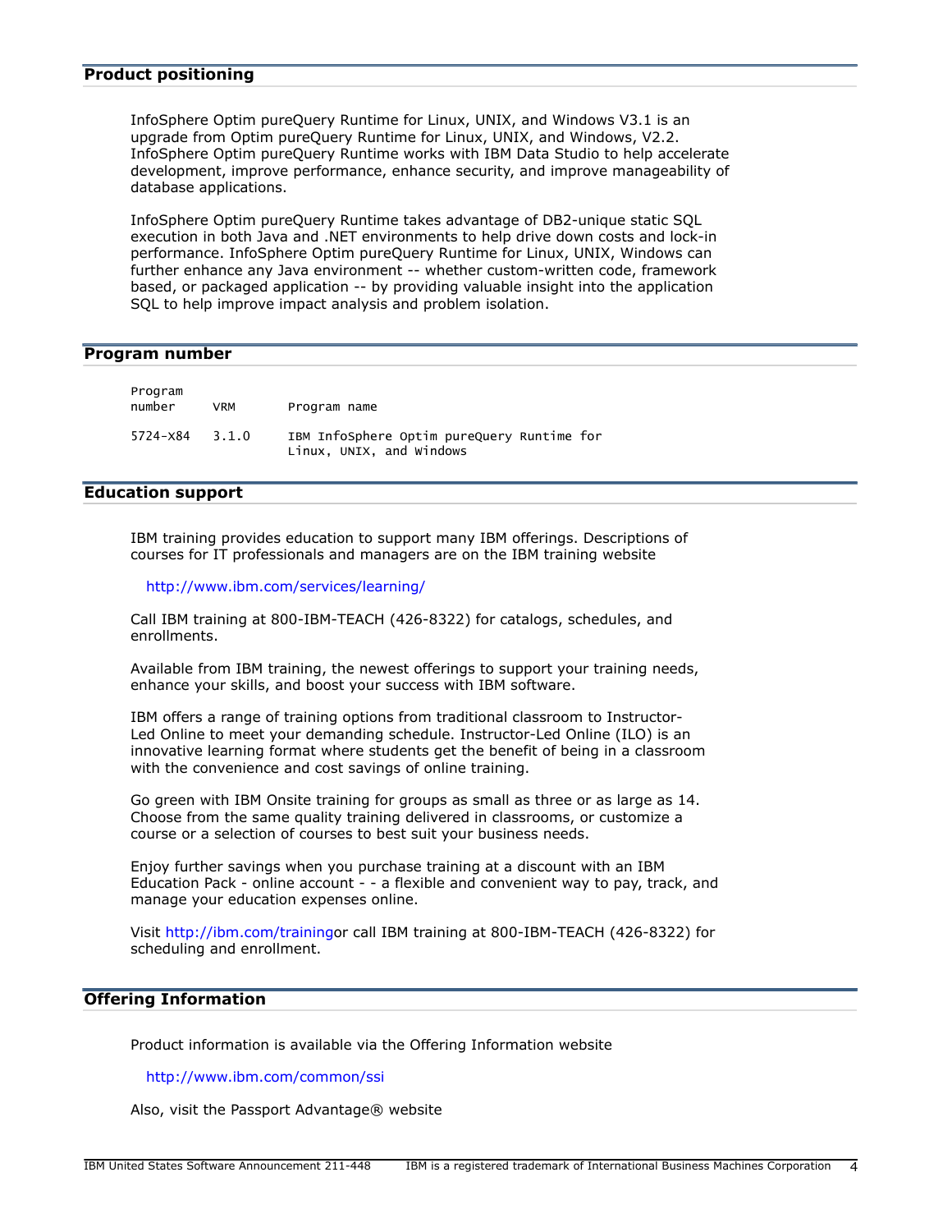## Product positioning

InfoSphere Optim pureQuery Runtime for Linux, UNIX, and Windows V3.1 is an upgrade from Optim pureQuery Runtime for Linux, UNIX, and Windows, V2.2. InfoSphere Optim pureQuery Runtime works with IBM Data Studio to help accelerate development, improve performance, enhance security, and improve manageability of database applications.

InfoSphere Optim pureQuery Runtime takes advantage of DB2-unique static SQL execution in both Java and .NET environments to help drive down costs and lock-in performance. InfoSphere Optim pureQuery Runtime for Linux, UNIX, Windows can further enhance any Java environment -- whether custom-written code, framework based, or packaged application -- by providing valuable insight into the application SQL to help improve impact analysis and problem isolation.

## Program number

| Program number | VRM | Program name |
|---|---|---|
| 5724-X84 | 3.1.0 | IBM InfoSphere Optim pureQuery Runtime for Linux, UNIX, and Windows |

## Education support

IBM training provides education to support many IBM offerings. Descriptions of courses for IT professionals and managers are on the IBM training website

http://www.ibm.com/services/learning/

Call IBM training at 800-IBM-TEACH (426-8322) for catalogs, schedules, and enrollments.

Available from IBM training, the newest offerings to support your training needs, enhance your skills, and boost your success with IBM software.

IBM offers a range of training options from traditional classroom to Instructor-Led Online to meet your demanding schedule. Instructor-Led Online (ILO) is an innovative learning format where students get the benefit of being in a classroom with the convenience and cost savings of online training.

Go green with IBM Onsite training for groups as small as three or as large as 14. Choose from the same quality training delivered in classrooms, or customize a course or a selection of courses to best suit your business needs.

Enjoy further savings when you purchase training at a discount with an IBM Education Pack - online account - - a flexible and convenient way to pay, track, and manage your education expenses online.

Visit http://ibm.com/trainingor call IBM training at 800-IBM-TEACH (426-8322) for scheduling and enrollment.

## Offering Information

Product information is available via the Offering Information website

http://www.ibm.com/common/ssi

Also, visit the Passport Advantage® website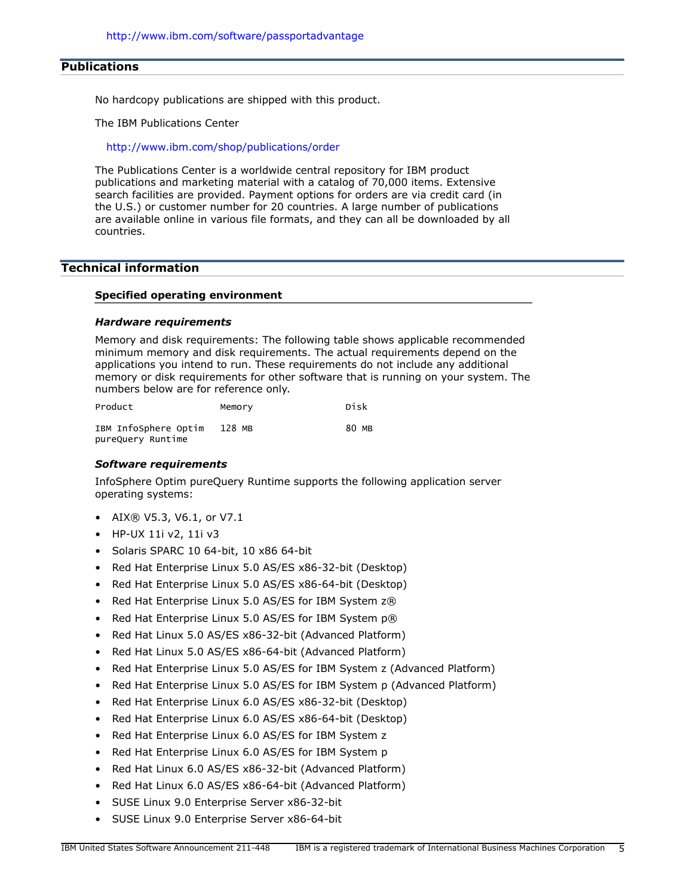http://www.ibm.com/software/passportadvantage

## Publications

No hardcopy publications are shipped with this product.

The IBM Publications Center

http://www.ibm.com/shop/publications/order

The Publications Center is a worldwide central repository for IBM product publications and marketing material with a catalog of 70,000 items. Extensive search facilities are provided. Payment options for orders are via credit card (in the U.S.) or customer number for 20 countries. A large number of publications are available online in various file formats, and they can all be downloaded by all countries.

## Technical information

### Specified operating environment

#### *Hardware requirements*

Memory and disk requirements: The following table shows applicable recommended minimum memory and disk requirements. The actual requirements depend on the applications you intend to run. These requirements do not include any additional memory or disk requirements for other software that is running on your system. The numbers below are for reference only.

| Product | Memory | Disk |
|---|---|---|
| IBM InfoSphere Optim pureQuery Runtime | 128 MB | 80 MB |

#### *Software requirements*

InfoSphere Optim pureQuery Runtime supports the following application server operating systems:

- AIX® V5.3, V6.1, or V7.1
- HP-UX 11i v2, 11i v3
- Solaris SPARC 10 64-bit, 10 x86 64-bit
- Red Hat Enterprise Linux 5.0 AS/ES x86-32-bit (Desktop)
- Red Hat Enterprise Linux 5.0 AS/ES x86-64-bit (Desktop)
- Red Hat Enterprise Linux 5.0 AS/ES for IBM System z®
- Red Hat Enterprise Linux 5.0 AS/ES for IBM System p®
- Red Hat Linux 5.0 AS/ES x86-32-bit (Advanced Platform)
- Red Hat Linux 5.0 AS/ES x86-64-bit (Advanced Platform)
- Red Hat Enterprise Linux 5.0 AS/ES for IBM System z (Advanced Platform)
- Red Hat Enterprise Linux 5.0 AS/ES for IBM System p (Advanced Platform)
- Red Hat Enterprise Linux 6.0 AS/ES x86-32-bit (Desktop)
- Red Hat Enterprise Linux 6.0 AS/ES x86-64-bit (Desktop)
- Red Hat Enterprise Linux 6.0 AS/ES for IBM System z
- Red Hat Enterprise Linux 6.0 AS/ES for IBM System p
- Red Hat Linux 6.0 AS/ES x86-32-bit (Advanced Platform)
- Red Hat Linux 6.0 AS/ES x86-64-bit (Advanced Platform)
- SUSE Linux 9.0 Enterprise Server x86-32-bit
- SUSE Linux 9.0 Enterprise Server x86-64-bit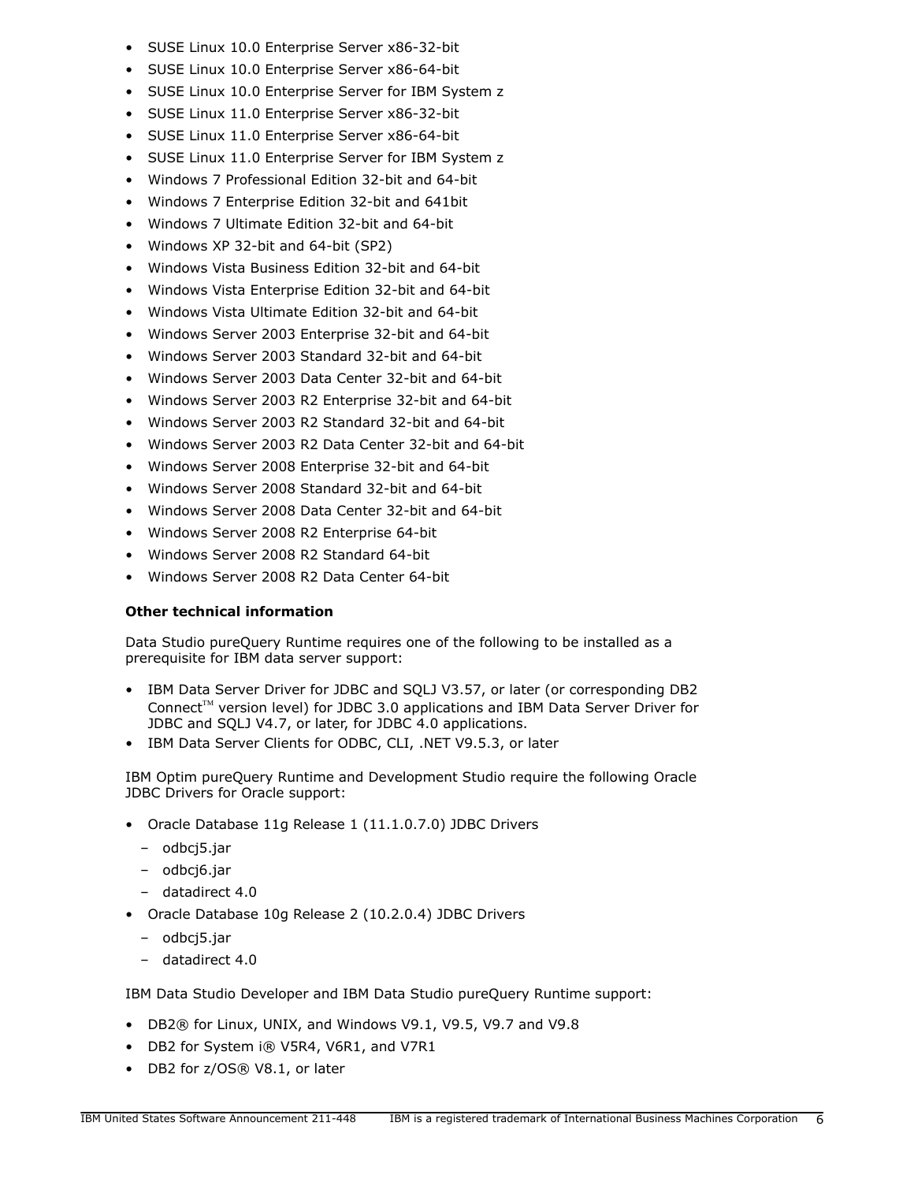- SUSE Linux 10.0 Enterprise Server x86-32-bit
- SUSE Linux 10.0 Enterprise Server x86-64-bit
- SUSE Linux 10.0 Enterprise Server for IBM System z
- SUSE Linux 11.0 Enterprise Server x86-32-bit
- SUSE Linux 11.0 Enterprise Server x86-64-bit
- SUSE Linux 11.0 Enterprise Server for IBM System z
- Windows 7 Professional Edition 32-bit and 64-bit
- Windows 7 Enterprise Edition 32-bit and 641bit
- Windows 7 Ultimate Edition 32-bit and 64-bit
- Windows XP 32-bit and 64-bit (SP2)
- Windows Vista Business Edition 32-bit and 64-bit
- Windows Vista Enterprise Edition 32-bit and 64-bit
- Windows Vista Ultimate Edition 32-bit and 64-bit
- Windows Server 2003 Enterprise 32-bit and 64-bit
- Windows Server 2003 Standard 32-bit and 64-bit
- Windows Server 2003 Data Center 32-bit and 64-bit
- Windows Server 2003 R2 Enterprise 32-bit and 64-bit
- Windows Server 2003 R2 Standard 32-bit and 64-bit
- Windows Server 2003 R2 Data Center 32-bit and 64-bit
- Windows Server 2008 Enterprise 32-bit and 64-bit
- Windows Server 2008 Standard 32-bit and 64-bit
- Windows Server 2008 Data Center 32-bit and 64-bit
- Windows Server 2008 R2 Enterprise 64-bit
- Windows Server 2008 R2 Standard 64-bit
- Windows Server 2008 R2 Data Center 64-bit

**Other technical information**

Data Studio pureQuery Runtime requires one of the following to be installed as a prerequisite for IBM data server support:

- IBM Data Server Driver for JDBC and SQLJ V3.57, or later (or corresponding DB2 Connect™ version level) for JDBC 3.0 applications and IBM Data Server Driver for JDBC and SQLJ V4.7, or later, for JDBC 4.0 applications.
- IBM Data Server Clients for ODBC, CLI, .NET V9.5.3, or later

IBM Optim pureQuery Runtime and Development Studio require the following Oracle JDBC Drivers for Oracle support:

- Oracle Database 11g Release 1 (11.1.0.7.0) JDBC Drivers
  - odbcj5.jar
  - odbcj6.jar
  - datadirect 4.0
- Oracle Database 10g Release 2 (10.2.0.4) JDBC Drivers
  - odbcj5.jar
  - datadirect 4.0

IBM Data Studio Developer and IBM Data Studio pureQuery Runtime support:

- DB2® for Linux, UNIX, and Windows V9.1, V9.5, V9.7 and V9.8
- DB2 for System i® V5R4, V6R1, and V7R1
- DB2 for z/OS® V8.1, or later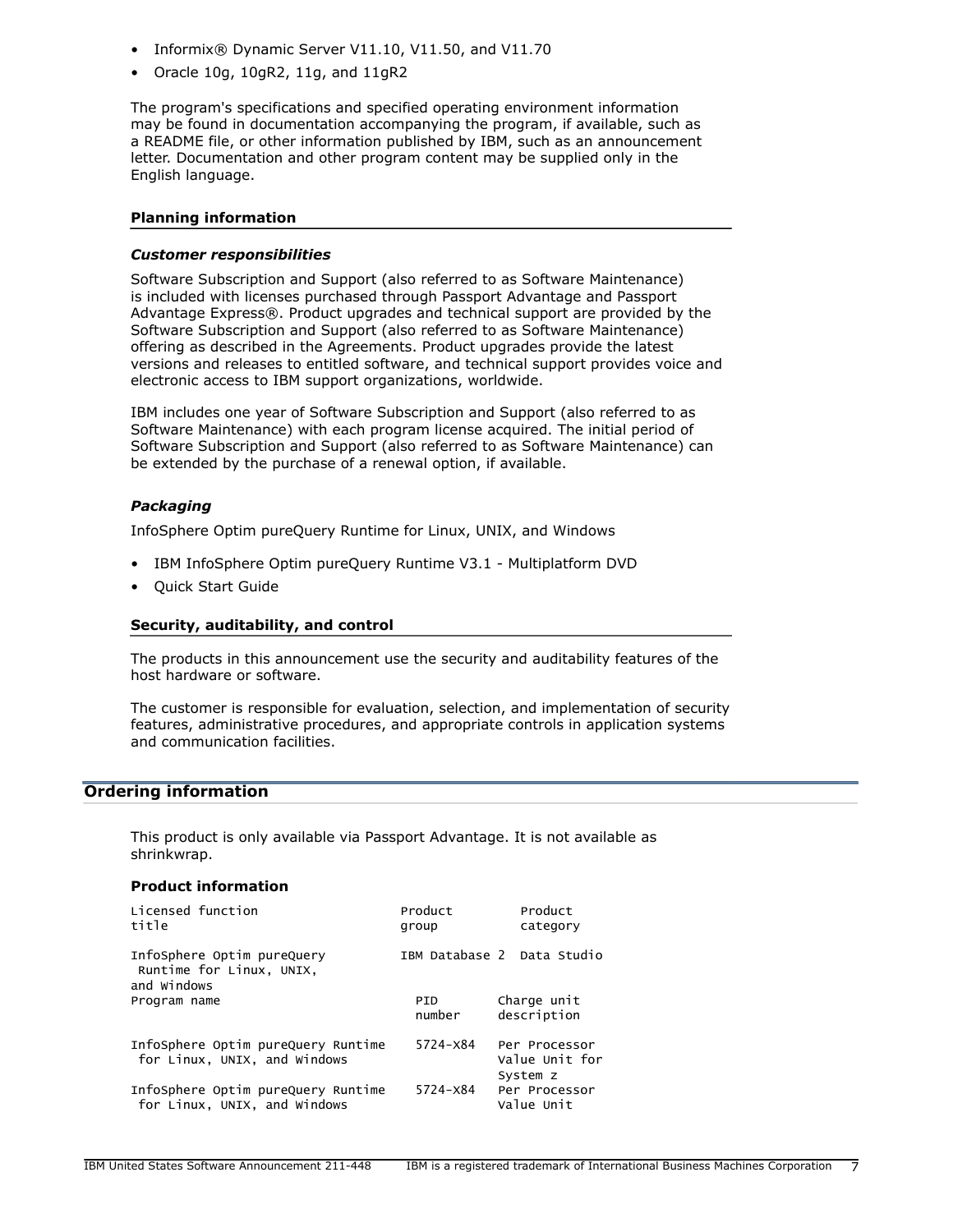- Informix® Dynamic Server V11.10, V11.50, and V11.70
- Oracle 10g, 10gR2, 11g, and 11gR2

The program's specifications and specified operating environment information may be found in documentation accompanying the program, if available, such as a README file, or other information published by IBM, such as an announcement letter. Documentation and other program content may be supplied only in the English language.

### Planning information

#### *Customer responsibilities*

Software Subscription and Support (also referred to as Software Maintenance) is included with licenses purchased through Passport Advantage and Passport Advantage Express®. Product upgrades and technical support are provided by the Software Subscription and Support (also referred to as Software Maintenance) offering as described in the Agreements. Product upgrades provide the latest versions and releases to entitled software, and technical support provides voice and electronic access to IBM support organizations, worldwide.

IBM includes one year of Software Subscription and Support (also referred to as Software Maintenance) with each program license acquired. The initial period of Software Subscription and Support (also referred to as Software Maintenance) can be extended by the purchase of a renewal option, if available.

#### *Packaging*

InfoSphere Optim pureQuery Runtime for Linux, UNIX, and Windows

- IBM InfoSphere Optim pureQuery Runtime V3.1 - Multiplatform DVD
- Quick Start Guide

### Security, auditability, and control

The products in this announcement use the security and auditability features of the host hardware or software.

The customer is responsible for evaluation, selection, and implementation of security features, administrative procedures, and appropriate controls in application systems and communication facilities.

## Ordering information

This product is only available via Passport Advantage. It is not available as shrinkwrap.

### Product information

| Licensed function title | Product group | Product category |
|---|---|---|
| InfoSphere Optim pureQuery Runtime for Linux, UNIX, and Windows | IBM Database 2 | Data Studio |

| Program name | PID number | Charge unit description |
|---|---|---|
| InfoSphere Optim pureQuery Runtime for Linux, UNIX, and Windows | 5724-X84 | Per Processor Value Unit for System z |
| InfoSphere Optim pureQuery Runtime for Linux, UNIX, and Windows | 5724-X84 | Per Processor Value Unit |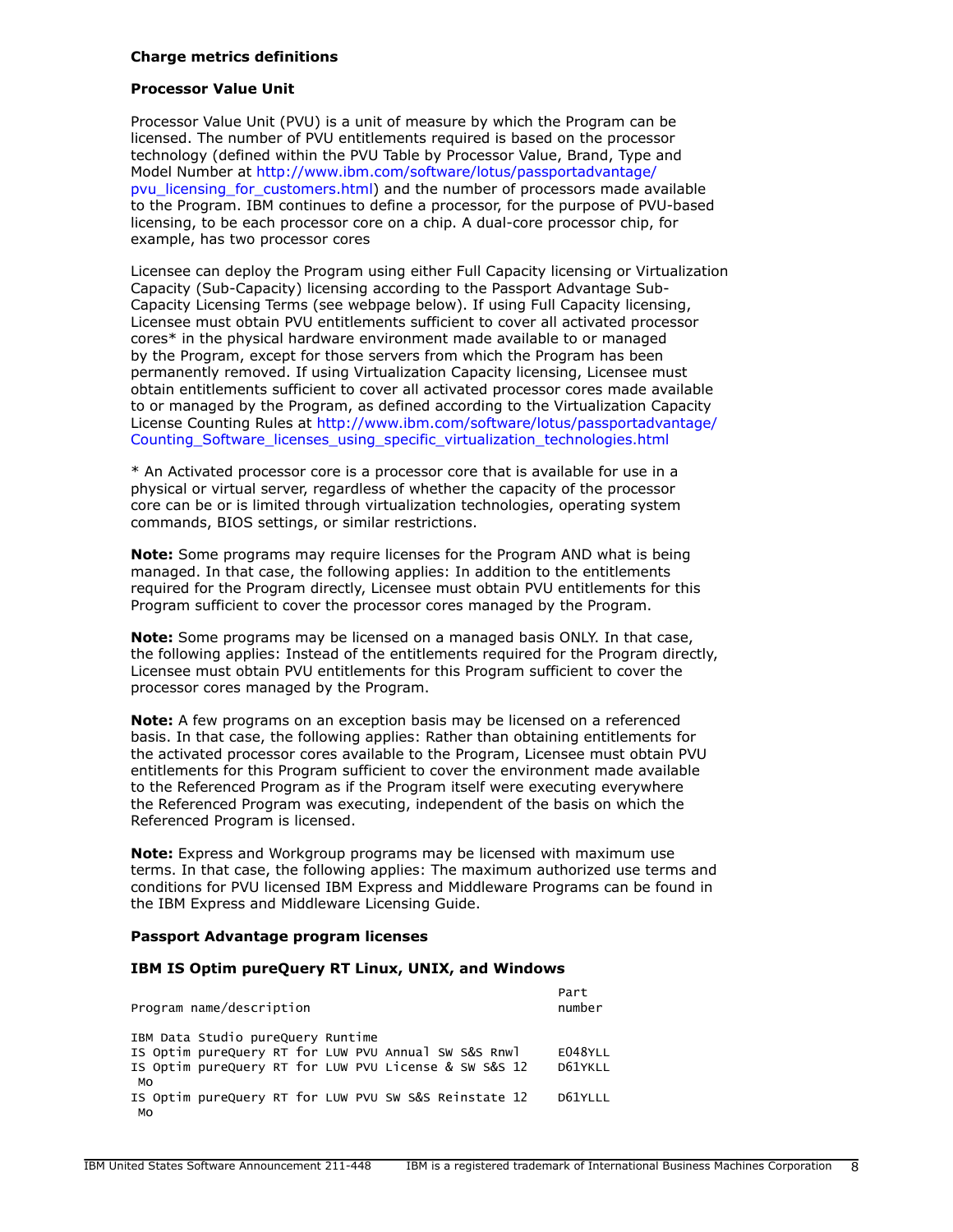### Charge metrics definitions

#### Processor Value Unit

Processor Value Unit (PVU) is a unit of measure by which the Program can be licensed. The number of PVU entitlements required is based on the processor technology (defined within the PVU Table by Processor Value, Brand, Type and Model Number at http://www.ibm.com/software/lotus/passportadvantage/pvu_licensing_for_customers.html) and the number of processors made available to the Program. IBM continues to define a processor, for the purpose of PVU-based licensing, to be each processor core on a chip. A dual-core processor chip, for example, has two processor cores

Licensee can deploy the Program using either Full Capacity licensing or Virtualization Capacity (Sub-Capacity) licensing according to the Passport Advantage Sub-Capacity Licensing Terms (see webpage below). If using Full Capacity licensing, Licensee must obtain PVU entitlements sufficient to cover all activated processor cores* in the physical hardware environment made available to or managed by the Program, except for those servers from which the Program has been permanently removed. If using Virtualization Capacity licensing, Licensee must obtain entitlements sufficient to cover all activated processor cores made available to or managed by the Program, as defined according to the Virtualization Capacity License Counting Rules at http://www.ibm.com/software/lotus/passportadvantage/Counting_Software_licenses_using_specific_virtualization_technologies.html

* An Activated processor core is a processor core that is available for use in a physical or virtual server, regardless of whether the capacity of the processor core can be or is limited through virtualization technologies, operating system commands, BIOS settings, or similar restrictions.

**Note:** Some programs may require licenses for the Program AND what is being managed. In that case, the following applies: In addition to the entitlements required for the Program directly, Licensee must obtain PVU entitlements for this Program sufficient to cover the processor cores managed by the Program.

**Note:** Some programs may be licensed on a managed basis ONLY. In that case, the following applies: Instead of the entitlements required for the Program directly, Licensee must obtain PVU entitlements for this Program sufficient to cover the processor cores managed by the Program.

**Note:** A few programs on an exception basis may be licensed on a referenced basis. In that case, the following applies: Rather than obtaining entitlements for the activated processor cores available to the Program, Licensee must obtain PVU entitlements for this Program sufficient to cover the environment made available to the Referenced Program as if the Program itself were executing everywhere the Referenced Program was executing, independent of the basis on which the Referenced Program is licensed.

**Note:** Express and Workgroup programs may be licensed with maximum use terms. In that case, the following applies: The maximum authorized use terms and conditions for PVU licensed IBM Express and Middleware Programs can be found in the IBM Express and Middleware Licensing Guide.

### Passport Advantage program licenses

#### IBM IS Optim pureQuery RT Linux, UNIX, and Windows

| Program name/description | Part number |
|---|---|
| IBM Data Studio pureQuery Runtime | |
| IS Optim pureQuery RT for LUW PVU Annual SW S&S Rnwl | E048YLL |
| IS Optim pureQuery RT for LUW PVU License & SW S&S 12 Mo | D61YKLL |
| IS Optim pureQuery RT for LUW PVU SW S&S Reinstate 12 Mo | D61YLLL |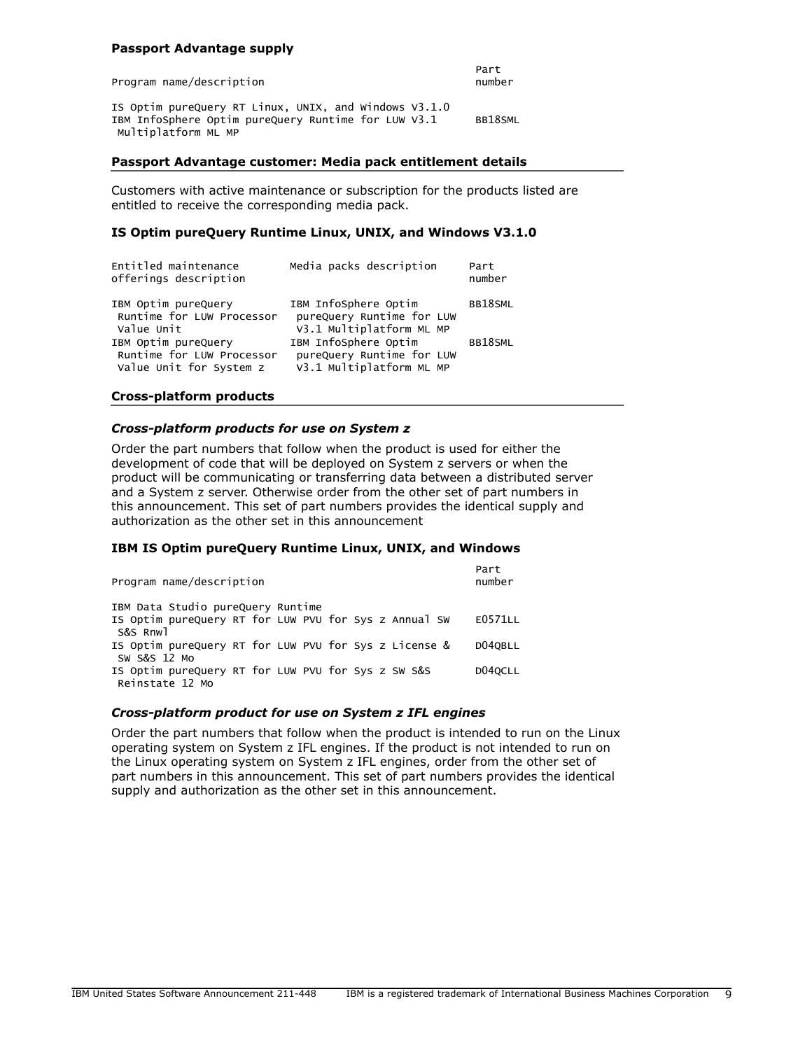**Passport Advantage supply**

| Program name/description | Part number |
| --- | --- |
| IS Optim pureQuery RT Linux, UNIX, and Windows V3.1.0 | |
| IBM InfoSphere Optim pureQuery Runtime for LUW V3.1 Multiplatform ML MP | BB18SML |

## Passport Advantage customer: Media pack entitlement details

Customers with active maintenance or subscription for the products listed are entitled to receive the corresponding media pack.

### IS Optim pureQuery Runtime Linux, UNIX, and Windows V3.1.0

| Entitled maintenance offerings description | Media packs description | Part number |
| --- | --- | --- |
| IBM Optim pureQuery Runtime for LUW Processor Value Unit | IBM InfoSphere Optim pureQuery Runtime for LUW V3.1 Multiplatform ML MP | BB18SML |
| IBM Optim pureQuery Runtime for LUW Processor Value Unit for System z | IBM InfoSphere Optim pureQuery Runtime for LUW V3.1 Multiplatform ML MP | BB18SML |

## Cross-platform products

### *Cross-platform products for use on System z*

Order the part numbers that follow when the product is used for either the development of code that will be deployed on System z servers or when the product will be communicating or transferring data between a distributed server and a System z server. Otherwise order from the other set of part numbers in this announcement. This set of part numbers provides the identical supply and authorization as the other set in this announcement

### IBM IS Optim pureQuery Runtime Linux, UNIX, and Windows

| Program name/description | Part number |
| --- | --- |
| IBM Data Studio pureQuery Runtime | |
| IS Optim pureQuery RT for LUW PVU for Sys z Annual SW S&S Rnwl | E0571LL |
| IS Optim pureQuery RT for LUW PVU for Sys z License & SW S&S 12 Mo | D04QBLL |
| IS Optim pureQuery RT for LUW PVU for Sys z SW S&S Reinstate 12 Mo | D04QCLL |

### *Cross-platform product for use on System z IFL engines*

Order the part numbers that follow when the product is intended to run on the Linux operating system on System z IFL engines. If the product is not intended to run on the Linux operating system on System z IFL engines, order from the other set of part numbers in this announcement. This set of part numbers provides the identical supply and authorization as the other set in this announcement.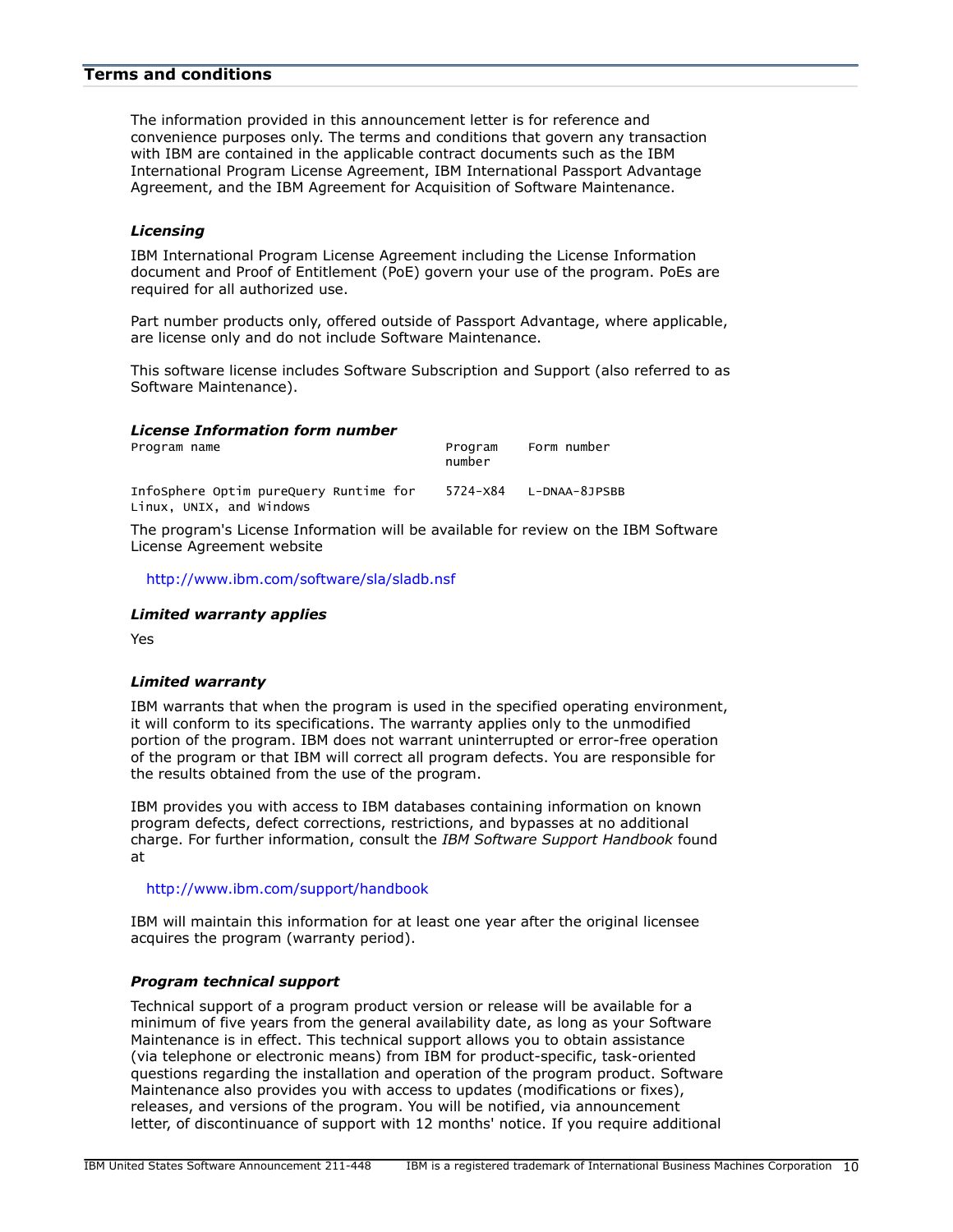## Terms and conditions

The information provided in this announcement letter is for reference and convenience purposes only. The terms and conditions that govern any transaction with IBM are contained in the applicable contract documents such as the IBM International Program License Agreement, IBM International Passport Advantage Agreement, and the IBM Agreement for Acquisition of Software Maintenance.

### *Licensing*

IBM International Program License Agreement including the License Information document and Proof of Entitlement (PoE) govern your use of the program. PoEs are required for all authorized use.

Part number products only, offered outside of Passport Advantage, where applicable, are license only and do not include Software Maintenance.

This software license includes Software Subscription and Support (also referred to as Software Maintenance).

### *License Information form number*

| Program name | Program number | Form number |
|---|---|---|
| InfoSphere Optim pureQuery Runtime for Linux, UNIX, and Windows | 5724-X84 | L-DNAA-8JPSBB |

The program's License Information will be available for review on the IBM Software License Agreement website

http://www.ibm.com/software/sla/sladb.nsf

### *Limited warranty applies*

Yes

### *Limited warranty*

IBM warrants that when the program is used in the specified operating environment, it will conform to its specifications. The warranty applies only to the unmodified portion of the program. IBM does not warrant uninterrupted or error-free operation of the program or that IBM will correct all program defects. You are responsible for the results obtained from the use of the program.

IBM provides you with access to IBM databases containing information on known program defects, defect corrections, restrictions, and bypasses at no additional charge. For further information, consult the *IBM Software Support Handbook* found at

http://www.ibm.com/support/handbook

IBM will maintain this information for at least one year after the original licensee acquires the program (warranty period).

### *Program technical support*

Technical support of a program product version or release will be available for a minimum of five years from the general availability date, as long as your Software Maintenance is in effect. This technical support allows you to obtain assistance (via telephone or electronic means) from IBM for product-specific, task-oriented questions regarding the installation and operation of the program product. Software Maintenance also provides you with access to updates (modifications or fixes), releases, and versions of the program. You will be notified, via announcement letter, of discontinuance of support with 12 months' notice. If you require additional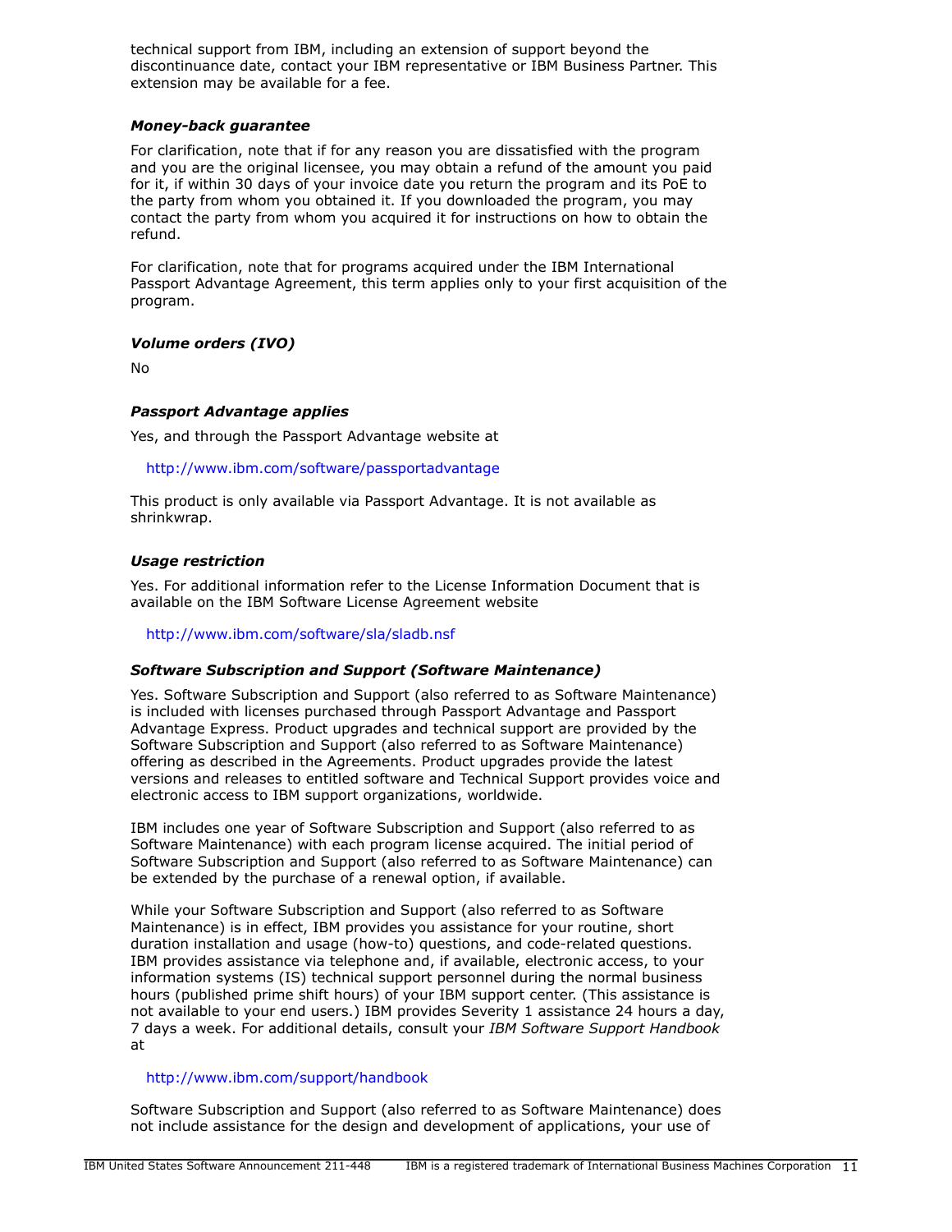technical support from IBM, including an extension of support beyond the discontinuance date, contact your IBM representative or IBM Business Partner. This extension may be available for a fee.

#### *Money-back guarantee*

For clarification, note that if for any reason you are dissatisfied with the program and you are the original licensee, you may obtain a refund of the amount you paid for it, if within 30 days of your invoice date you return the program and its PoE to the party from whom you obtained it. If you downloaded the program, you may contact the party from whom you acquired it for instructions on how to obtain the refund.

For clarification, note that for programs acquired under the IBM International Passport Advantage Agreement, this term applies only to your first acquisition of the program.

#### *Volume orders (IVO)*

No

#### *Passport Advantage applies*

Yes, and through the Passport Advantage website at

http://www.ibm.com/software/passportadvantage

This product is only available via Passport Advantage. It is not available as shrinkwrap.

#### *Usage restriction*

Yes. For additional information refer to the License Information Document that is available on the IBM Software License Agreement website

http://www.ibm.com/software/sla/sladb.nsf

#### *Software Subscription and Support (Software Maintenance)*

Yes. Software Subscription and Support (also referred to as Software Maintenance) is included with licenses purchased through Passport Advantage and Passport Advantage Express. Product upgrades and technical support are provided by the Software Subscription and Support (also referred to as Software Maintenance) offering as described in the Agreements. Product upgrades provide the latest versions and releases to entitled software and Technical Support provides voice and electronic access to IBM support organizations, worldwide.

IBM includes one year of Software Subscription and Support (also referred to as Software Maintenance) with each program license acquired. The initial period of Software Subscription and Support (also referred to as Software Maintenance) can be extended by the purchase of a renewal option, if available.

While your Software Subscription and Support (also referred to as Software Maintenance) is in effect, IBM provides you assistance for your routine, short duration installation and usage (how-to) questions, and code-related questions. IBM provides assistance via telephone and, if available, electronic access, to your information systems (IS) technical support personnel during the normal business hours (published prime shift hours) of your IBM support center. (This assistance is not available to your end users.) IBM provides Severity 1 assistance 24 hours a day, 7 days a week. For additional details, consult your *IBM Software Support Handbook* at

http://www.ibm.com/support/handbook

Software Subscription and Support (also referred to as Software Maintenance) does not include assistance for the design and development of applications, your use of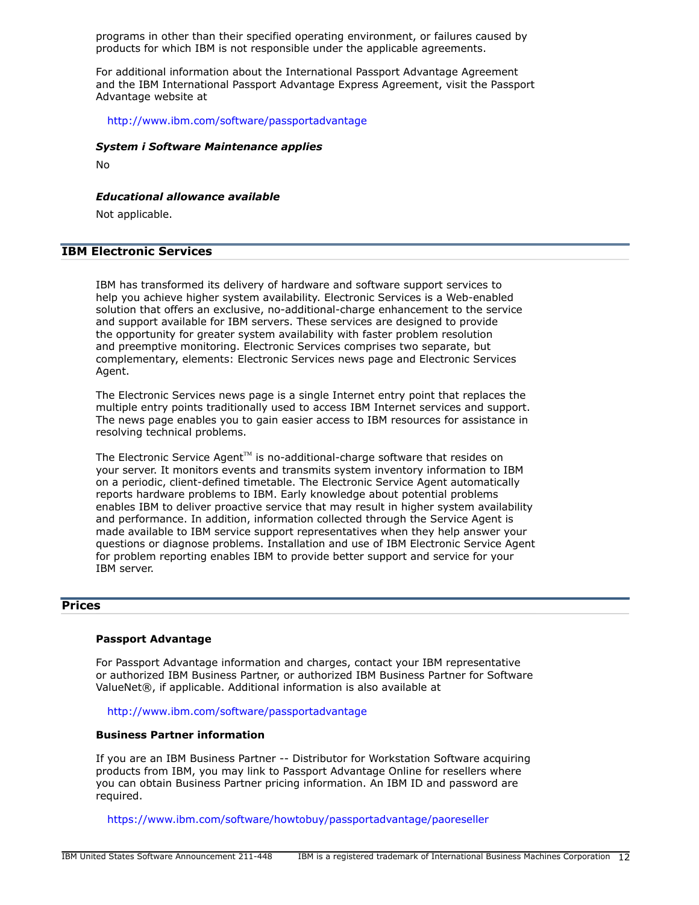programs in other than their specified operating environment, or failures caused by products for which IBM is not responsible under the applicable agreements.

For additional information about the International Passport Advantage Agreement and the IBM International Passport Advantage Express Agreement, visit the Passport Advantage website at

http://www.ibm.com/software/passportadvantage

***System i Software Maintenance applies***

No

***Educational allowance available***

Not applicable.

## IBM Electronic Services

IBM has transformed its delivery of hardware and software support services to help you achieve higher system availability. Electronic Services is a Web-enabled solution that offers an exclusive, no-additional-charge enhancement to the service and support available for IBM servers. These services are designed to provide the opportunity for greater system availability with faster problem resolution and preemptive monitoring. Electronic Services comprises two separate, but complementary, elements: Electronic Services news page and Electronic Services Agent.

The Electronic Services news page is a single Internet entry point that replaces the multiple entry points traditionally used to access IBM Internet services and support. The news page enables you to gain easier access to IBM resources for assistance in resolving technical problems.

The Electronic Service Agent™ is no-additional-charge software that resides on your server. It monitors events and transmits system inventory information to IBM on a periodic, client-defined timetable. The Electronic Service Agent automatically reports hardware problems to IBM. Early knowledge about potential problems enables IBM to deliver proactive service that may result in higher system availability and performance. In addition, information collected through the Service Agent is made available to IBM service support representatives when they help answer your questions or diagnose problems. Installation and use of IBM Electronic Service Agent for problem reporting enables IBM to provide better support and service for your IBM server.

## Prices

### Passport Advantage

For Passport Advantage information and charges, contact your IBM representative or authorized IBM Business Partner, or authorized IBM Business Partner for Software ValueNet®, if applicable. Additional information is also available at

http://www.ibm.com/software/passportadvantage

### Business Partner information

If you are an IBM Business Partner -- Distributor for Workstation Software acquiring products from IBM, you may link to Passport Advantage Online for resellers where you can obtain Business Partner pricing information. An IBM ID and password are required.

https://www.ibm.com/software/howtobuy/passportadvantage/paoreseller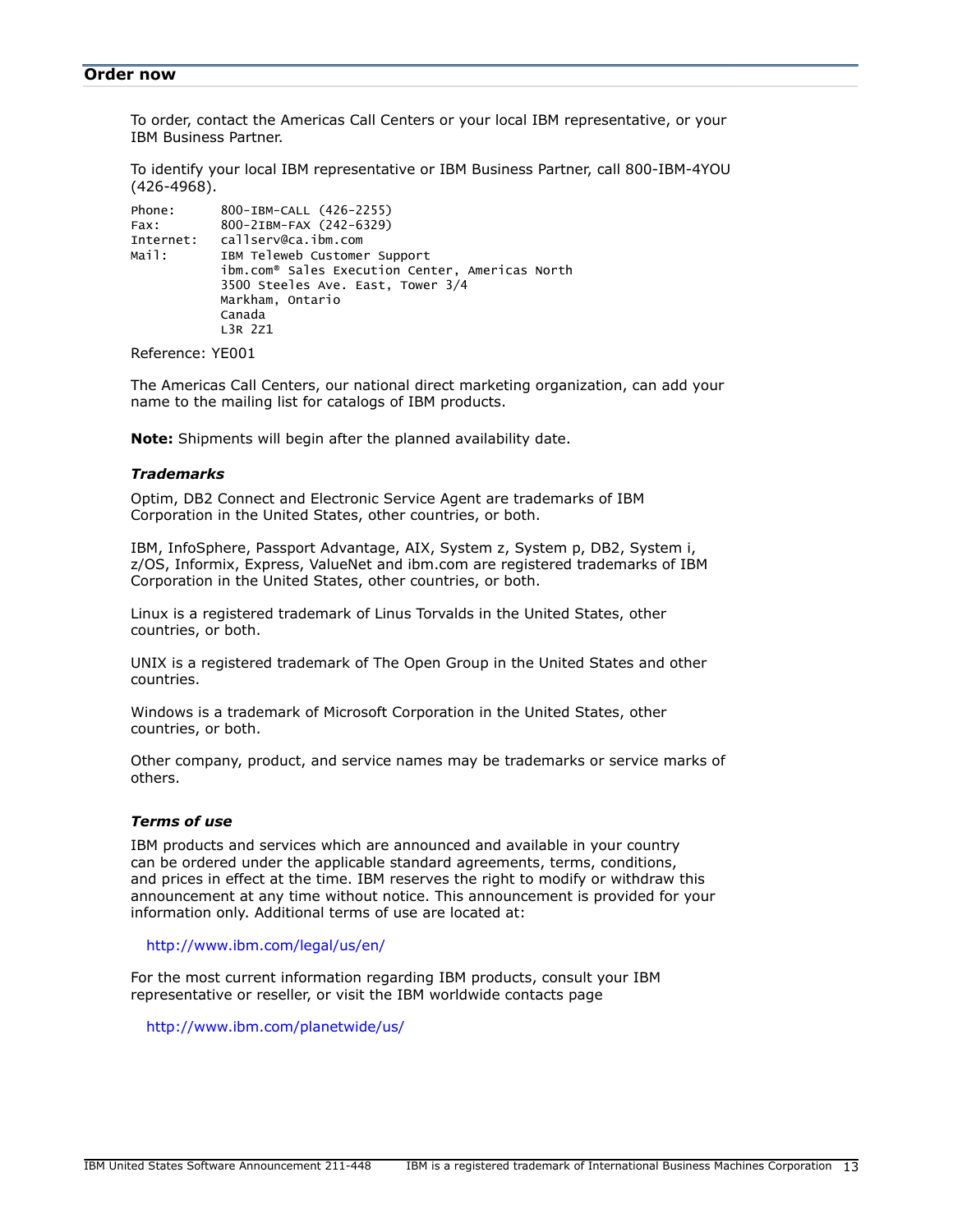## Order now

To order, contact the Americas Call Centers or your local IBM representative, or your IBM Business Partner.

To identify your local IBM representative or IBM Business Partner, call 800-IBM-4YOU (426-4968).

```
Phone:      800-IBM-CALL (426-2255)
Fax:        800-2IBM-FAX (242-6329)
Internet:   callserv@ca.ibm.com
Mail:       IBM Teleweb Customer Support
            ibm.com® Sales Execution Center, Americas North
            3500 Steeles Ave. East, Tower 3/4
            Markham, Ontario
            Canada
            L3R 2Z1
```

Reference: YE001

The Americas Call Centers, our national direct marketing organization, can add your name to the mailing list for catalogs of IBM products.

**Note:** Shipments will begin after the planned availability date.

### *Trademarks*

Optim, DB2 Connect and Electronic Service Agent are trademarks of IBM Corporation in the United States, other countries, or both.

IBM, InfoSphere, Passport Advantage, AIX, System z, System p, DB2, System i, z/OS, Informix, Express, ValueNet and ibm.com are registered trademarks of IBM Corporation in the United States, other countries, or both.

Linux is a registered trademark of Linus Torvalds in the United States, other countries, or both.

UNIX is a registered trademark of The Open Group in the United States and other countries.

Windows is a trademark of Microsoft Corporation in the United States, other countries, or both.

Other company, product, and service names may be trademarks or service marks of others.

### *Terms of use*

IBM products and services which are announced and available in your country can be ordered under the applicable standard agreements, terms, conditions, and prices in effect at the time. IBM reserves the right to modify or withdraw this announcement at any time without notice. This announcement is provided for your information only. Additional terms of use are located at:

http://www.ibm.com/legal/us/en/

For the most current information regarding IBM products, consult your IBM representative or reseller, or visit the IBM worldwide contacts page

http://www.ibm.com/planetwide/us/